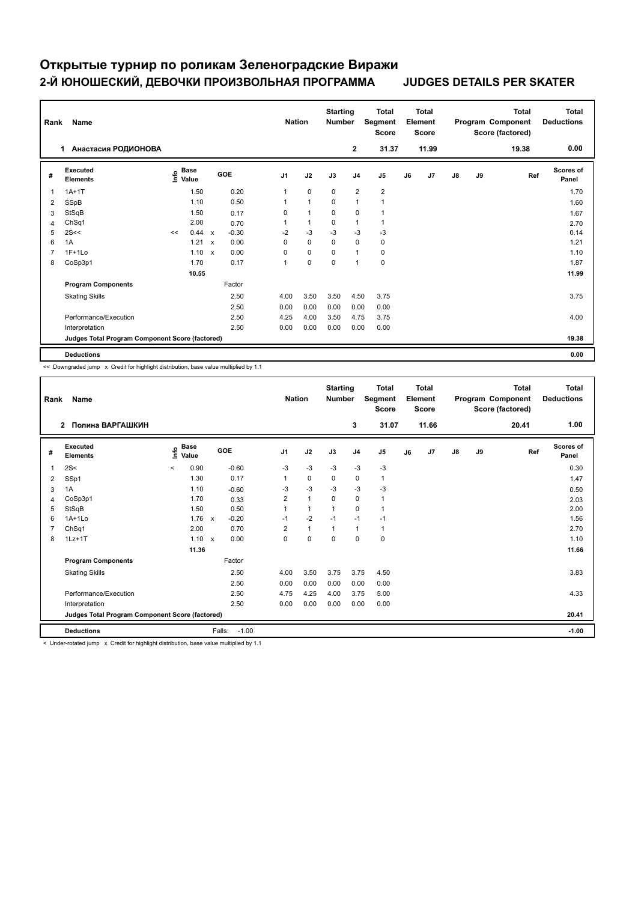# Открытые турнир по роликам Зеленоградские Виражи

## 2-Й ЮНОШЕСКИЙ, ДЕВОЧКИ ПРОИЗВОЛЬНАЯ ПРОГРАММА — JUDGES DETAILS PER SKATER

| Rank | Name | Nation | Starting Number | Total Segment Score | Total Element Score | Total Program Component Score (factored) | Total Deductions |
|---|---|---|---|---|---|---|---|
| 1 | Анастасия РОДИОНОВА | | 2 | 31.37 | 11.99 | 19.38 | 0.00 |

| # | Executed Elements | Info | Base Value | | GOE | J1 | J2 | J3 | J4 | J5 | J6 | J7 | J8 | J9 | Ref | Scores of Panel |
|---|---|---|---|---|---|---|---|---|---|---|---|---|---|---|---|---|
| 1 | 1A+1T | | 1.50 | | 0.20 | 1 | 0 | 0 | 2 | 2 | | | | | | 1.70 |
| 2 | SSpB | | 1.10 | | 0.50 | 1 | 1 | 0 | 1 | 1 | | | | | | 1.60 |
| 3 | StSqB | | 1.50 | | 0.17 | 0 | 1 | 0 | 0 | 1 | | | | | | 1.67 |
| 4 | ChSq1 | | 2.00 | | 0.70 | 1 | 1 | 0 | 1 | 1 | | | | | | 2.70 |
| 5 | 2S<< | << | 0.44 | x | -0.30 | -2 | -3 | -3 | -3 | -3 | | | | | | 0.14 |
| 6 | 1A | | 1.21 | x | 0.00 | 0 | 0 | 0 | 0 | 0 | | | | | | 1.21 |
| 7 | 1F+1Lo | | 1.10 | x | 0.00 | 0 | 0 | 0 | 1 | 0 | | | | | | 1.10 |
| 8 | CoSp3p1 | | 1.70 | | 0.17 | 1 | 0 | 0 | 1 | 0 | | | | | | 1.87 |
| | | | 10.55 | | | | | | | | | | | | | 11.99 |
| | **Program Components** | | | | Factor | | | | | | | | | | | |
| | Skating Skills | | | | 2.50 | 4.00 | 3.50 | 3.50 | 4.50 | 3.75 | | | | | | 3.75 |
| | | | | | 2.50 | 0.00 | 0.00 | 0.00 | 0.00 | 0.00 | | | | | | |
| | Performance/Execution | | | | 2.50 | 4.25 | 4.00 | 3.50 | 4.75 | 3.75 | | | | | | 4.00 |
| | Interpretation | | | | 2.50 | 0.00 | 0.00 | 0.00 | 0.00 | 0.00 | | | | | | |
| | **Judges Total Program Component Score (factored)** | | | | | | | | | | | | | | | 19.38 |
| | **Deductions** | | | | | | | | | | | | | | | 0.00 |

<< Downgraded jump x Credit for highlight distribution, base value multiplied by 1.1

| Rank | Name | Nation | Starting Number | Total Segment Score | Total Element Score | Total Program Component Score (factored) | Total Deductions |
|---|---|---|---|---|---|---|---|
| 2 | Полина ВАРГАШКИН | | 3 | 31.07 | 11.66 | 20.41 | 1.00 |

| # | Executed Elements | Info | Base Value | | GOE | J1 | J2 | J3 | J4 | J5 | J6 | J7 | J8 | J9 | Ref | Scores of Panel |
|---|---|---|---|---|---|---|---|---|---|---|---|---|---|---|---|---|
| 1 | 2S< | < | 0.90 | | -0.60 | -3 | -3 | -3 | -3 | -3 | | | | | | 0.30 |
| 2 | SSp1 | | 1.30 | | 0.17 | 1 | 0 | 0 | 0 | 1 | | | | | | 1.47 |
| 3 | 1A | | 1.10 | | -0.60 | -3 | -3 | -3 | -3 | -3 | | | | | | 0.50 |
| 4 | CoSp3p1 | | 1.70 | | 0.33 | 2 | 1 | 0 | 0 | 1 | | | | | | 2.03 |
| 5 | StSqB | | 1.50 | | 0.50 | 1 | 1 | 1 | 0 | 1 | | | | | | 2.00 |
| 6 | 1A+1Lo | | 1.76 | x | -0.20 | -1 | -2 | -1 | -1 | -1 | | | | | | 1.56 |
| 7 | ChSq1 | | 2.00 | | 0.70 | 2 | 1 | 1 | 1 | 1 | | | | | | 2.70 |
| 8 | 1Lz+1T | | 1.10 | x | 0.00 | 0 | 0 | 0 | 0 | 0 | | | | | | 1.10 |
| | | | 11.36 | | | | | | | | | | | | | 11.66 |
| | **Program Components** | | | | Factor | | | | | | | | | | | |
| | Skating Skills | | | | 2.50 | 4.00 | 3.50 | 3.75 | 3.75 | 4.50 | | | | | | 3.83 |
| | | | | | 2.50 | 0.00 | 0.00 | 0.00 | 0.00 | 0.00 | | | | | | |
| | Performance/Execution | | | | 2.50 | 4.75 | 4.25 | 4.00 | 3.75 | 5.00 | | | | | | 4.33 |
| | Interpretation | | | | 2.50 | 0.00 | 0.00 | 0.00 | 0.00 | 0.00 | | | | | | |
| | **Judges Total Program Component Score (factored)** | | | | | | | | | | | | | | | 20.41 |
| | **Deductions** | | | Falls: | -1.00 | | | | | | | | | | | -1.00 |

< Under-rotated jump x Credit for highlight distribution, base value multiplied by 1.1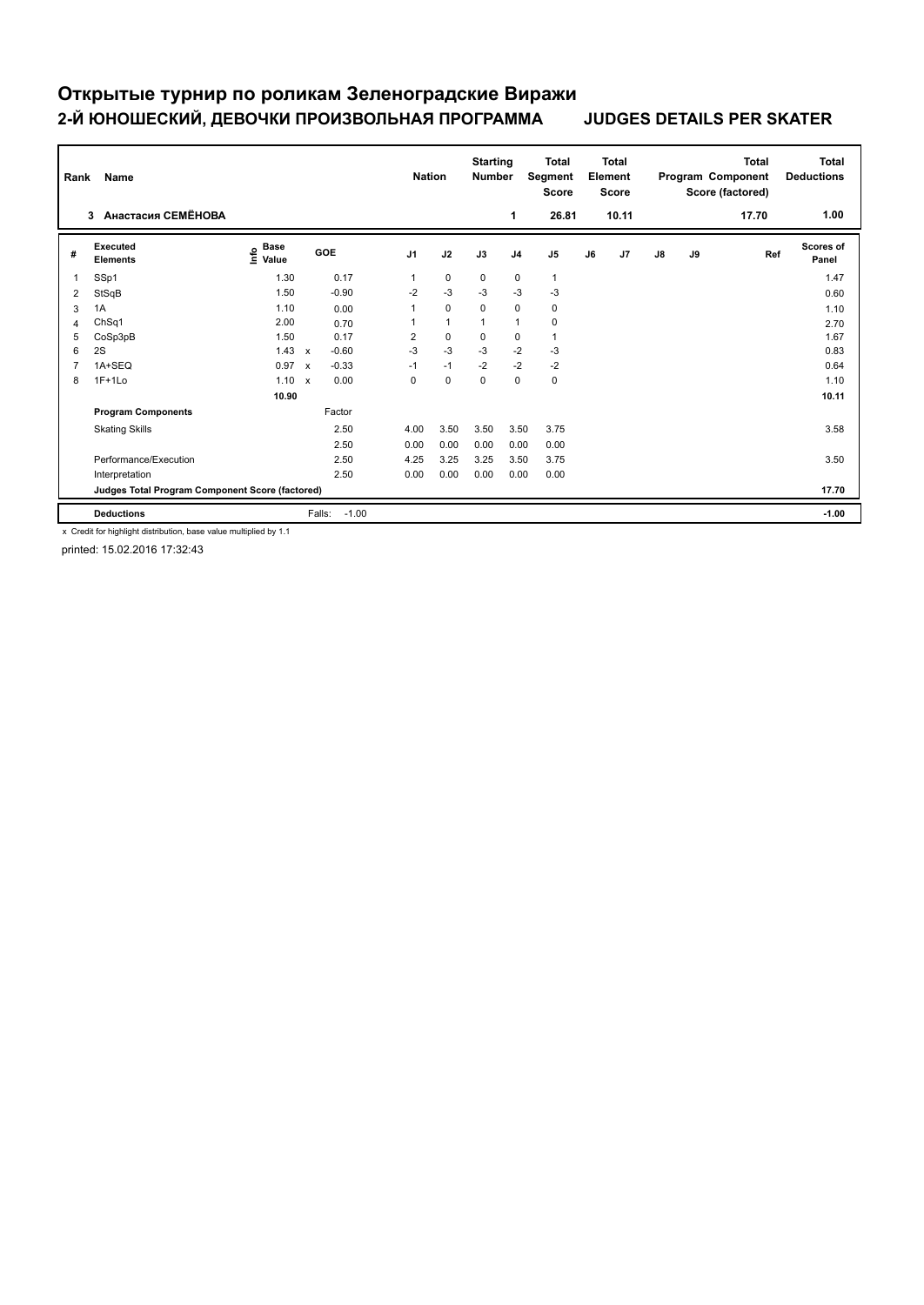# Открытые турнир по роликам Зеленоградские Виражи

## 2-Й ЮНОШЕСКИЙ, ДЕВОЧКИ ПРОИЗВОЛЬНАЯ ПРОГРАММА JUDGES DETAILS PER SKATER

| Rank | Name | Nation | Starting Number | Total Segment Score | Total Element Score | Total Program Component Score (factored) | Total Deductions |
|---|---|---|---|---|---|---|---|
| 3 | Анастасия СЕМЁНОВА | | 1 | 26.81 | 10.11 | 17.70 | 1.00 |

| # | Executed Elements | Info | Base Value | | GOE | J1 | J2 | J3 | J4 | J5 | J6 | J7 | J8 | J9 | Ref | Scores of Panel |
|---|---|---|---|---|---|---|---|---|---|---|---|---|---|---|---|---|
| 1 | SSp1 | | 1.30 | | 0.17 | 1 | 0 | 0 | 0 | 1 | | | | | | 1.47 |
| 2 | StSqB | | 1.50 | | -0.90 | -2 | -3 | -3 | -3 | -3 | | | | | | 0.60 |
| 3 | 1A | | 1.10 | | 0.00 | 1 | 0 | 0 | 0 | 0 | | | | | | 1.10 |
| 4 | ChSq1 | | 2.00 | | 0.70 | 1 | 1 | 1 | 1 | 0 | | | | | | 2.70 |
| 5 | CoSp3pB | | 1.50 | | 0.17 | 2 | 0 | 0 | 0 | 1 | | | | | | 1.67 |
| 6 | 2S | | 1.43 | x | -0.60 | -3 | -3 | -3 | -2 | -3 | | | | | | 0.83 |
| 7 | 1A+SEQ | | 0.97 | x | -0.33 | -1 | -1 | -2 | -2 | -2 | | | | | | 0.64 |
| 8 | 1F+1Lo | | 1.10 | x | 0.00 | 0 | 0 | 0 | 0 | 0 | | | | | | 1.10 |
| | | | 10.90 | | | | | | | | | | | | | 10.11 |
| | **Program Components** | | | | Factor | | | | | | | | | | | |
| | Skating Skills | | | | 2.50 | 4.00 | 3.50 | 3.50 | 3.50 | 3.75 | | | | | | 3.58 |
| | | | | | 2.50 | 0.00 | 0.00 | 0.00 | 0.00 | 0.00 | | | | | | |
| | Performance/Execution | | | | 2.50 | 4.25 | 3.25 | 3.25 | 3.50 | 3.75 | | | | | | 3.50 |
| | Interpretation | | | | 2.50 | 0.00 | 0.00 | 0.00 | 0.00 | 0.00 | | | | | | |
| | **Judges Total Program Component Score (factored)** | | | | | | | | | | | | | | | 17.70 |
| | **Deductions** | | | | Falls: -1.00 | | | | | | | | | | | -1.00 |

x Credit for highlight distribution, base value multiplied by 1.1

printed: 15.02.2016 17:32:43